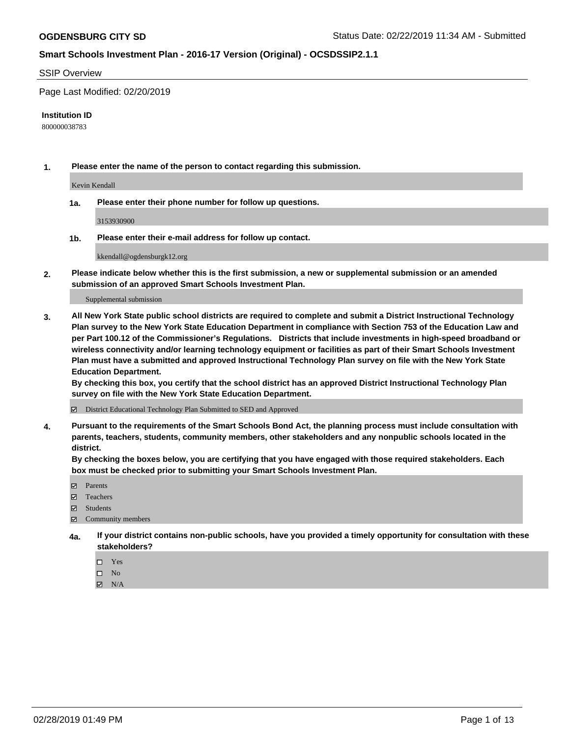**OGDENSBURG CITY SD** Status Date: 02/22/2019 11:34 AM - Submitted

**Smart Schools Investment Plan - 2016-17 Version (Original) - OCSDSSIP2.1.1**

SSIP Overview

Page Last Modified: 02/20/2019

**Institution ID**

800000038783

**1. Please enter the name of the person to contact regarding this submission.**

Kevin Kendall

**1a. Please enter their phone number for follow up questions.**

3153930900

**1b. Please enter their e-mail address for follow up contact.**

kkendall@ogdensburgk12.org

**2. Please indicate below whether this is the first submission, a new or supplemental submission or an amended submission of an approved Smart Schools Investment Plan.**

Supplemental submission

**3. All New York State public school districts are required to complete and submit a District Instructional Technology Plan survey to the New York State Education Department in compliance with Section 753 of the Education Law and per Part 100.12 of the Commissioner's Regulations. Districts that include investments in high-speed broadband or wireless connectivity and/or learning technology equipment or facilities as part of their Smart Schools Investment Plan must have a submitted and approved Instructional Technology Plan survey on file with the New York State Education Department.**
**By checking this box, you certify that the school district has an approved District Instructional Technology Plan survey on file with the New York State Education Department.**

☑ District Educational Technology Plan Submitted to SED and Approved

**4. Pursuant to the requirements of the Smart Schools Bond Act, the planning process must include consultation with parents, teachers, students, community members, other stakeholders and any nonpublic schools located in the district.**
**By checking the boxes below, you are certifying that you have engaged with those required stakeholders. Each box must be checked prior to submitting your Smart Schools Investment Plan.**

☑ Parents
☑ Teachers
☑ Students
☑ Community members

**4a. If your district contains non-public schools, have you provided a timely opportunity for consultation with these stakeholders?**

☐ Yes
☐ No
☑ N/A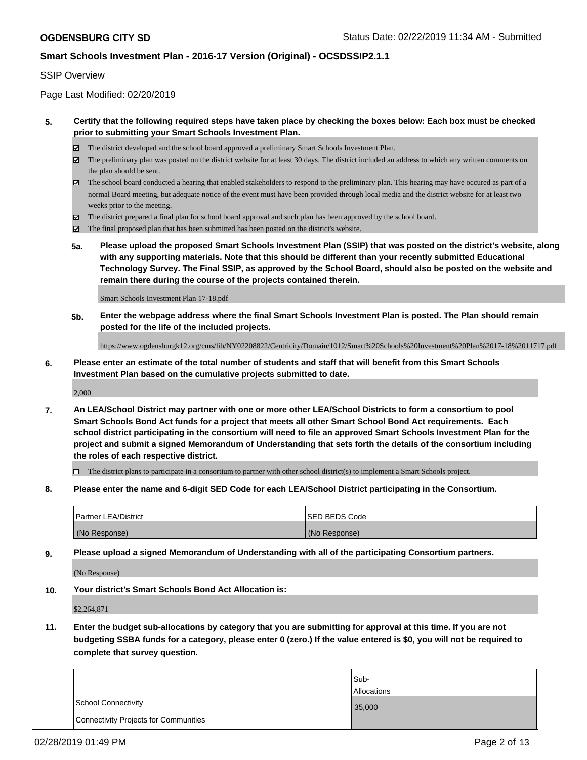**OGDENSBURG CITY SD** Status Date: 02/22/2019 11:34 AM - Submitted

**Smart Schools Investment Plan - 2016-17 Version (Original) - OCSDSSIP2.1.1**

SSIP Overview

Page Last Modified: 02/20/2019

**5. Certify that the following required steps have taken place by checking the boxes below: Each box must be checked prior to submitting your Smart Schools Investment Plan.**

- ☑ The district developed and the school board approved a preliminary Smart Schools Investment Plan.
- ☑ The preliminary plan was posted on the district website for at least 30 days. The district included an address to which any written comments on the plan should be sent.
- ☑ The school board conducted a hearing that enabled stakeholders to respond to the preliminary plan. This hearing may have occured as part of a normal Board meeting, but adequate notice of the event must have been provided through local media and the district website for at least two weeks prior to the meeting.
- ☑ The district prepared a final plan for school board approval and such plan has been approved by the school board.
- ☑ The final proposed plan that has been submitted has been posted on the district's website.

**5a. Please upload the proposed Smart Schools Investment Plan (SSIP) that was posted on the district's website, along with any supporting materials. Note that this should be different than your recently submitted Educational Technology Survey. The Final SSIP, as approved by the School Board, should also be posted on the website and remain there during the course of the projects contained therein.**

Smart Schools Investment Plan 17-18.pdf

**5b. Enter the webpage address where the final Smart Schools Investment Plan is posted. The Plan should remain posted for the life of the included projects.**

https://www.ogdensburgk12.org/cms/lib/NY02208822/Centricity/Domain/1012/Smart%20Schools%20Investment%20Plan%2017-18%2011717.pdf

**6. Please enter an estimate of the total number of students and staff that will benefit from this Smart Schools Investment Plan based on the cumulative projects submitted to date.**

2,000

**7. An LEA/School District may partner with one or more other LEA/School Districts to form a consortium to pool Smart Schools Bond Act funds for a project that meets all other Smart School Bond Act requirements. Each school district participating in the consortium will need to file an approved Smart Schools Investment Plan for the project and submit a signed Memorandum of Understanding that sets forth the details of the consortium including the roles of each respective district.**

- ☐ The district plans to participate in a consortium to partner with other school district(s) to implement a Smart Schools project.

**8. Please enter the name and 6-digit SED Code for each LEA/School District participating in the Consortium.**

| Partner LEA/District | SED BEDS Code |
| --- | --- |
| (No Response) | (No Response) |

**9. Please upload a signed Memorandum of Understanding with all of the participating Consortium partners.**

(No Response)

**10. Your district's Smart Schools Bond Act Allocation is:**

$2,264,871

**11. Enter the budget sub-allocations by category that you are submitting for approval at this time. If you are not budgeting SSBA funds for a category, please enter 0 (zero.) If the value entered is $0, you will not be required to complete that survey question.**

| | Sub-Allocations |
| --- | --- |
| School Connectivity | 35,000 |
| Connectivity Projects for Communities | |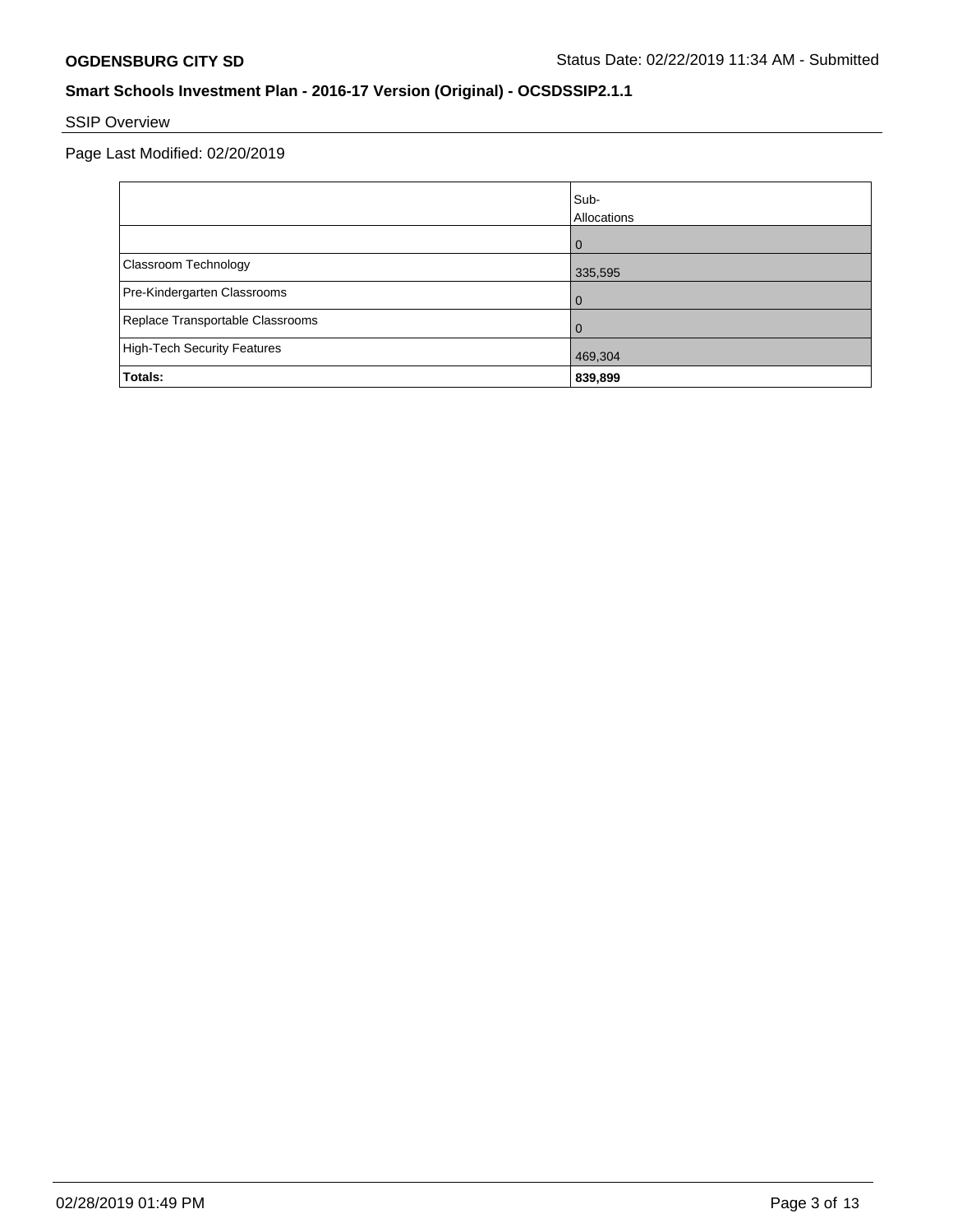## SSIP Overview

Page Last Modified: 02/20/2019

| | Sub-Allocations |
|---|---|
| | 0 |
| Classroom Technology | 335,595 |
| Pre-Kindergarten Classrooms | 0 |
| Replace Transportable Classrooms | 0 |
| High-Tech Security Features | 469,304 |
| **Totals:** | **839,899** |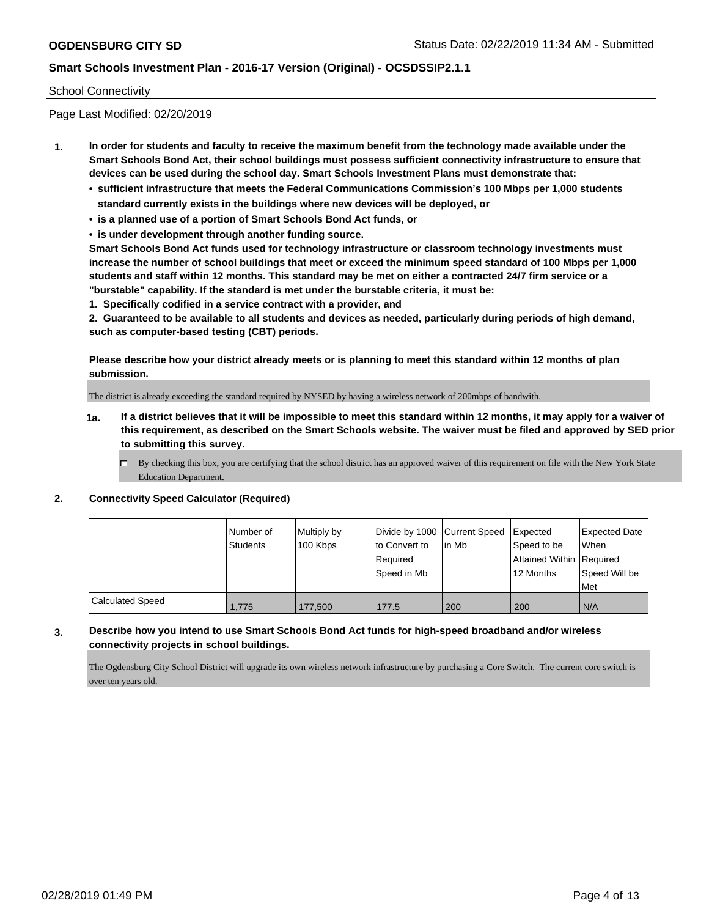School Connectivity

Page Last Modified: 02/20/2019

**1. In order for students and faculty to receive the maximum benefit from the technology made available under the Smart Schools Bond Act, their school buildings must possess sufficient connectivity infrastructure to ensure that devices can be used during the school day. Smart Schools Investment Plans must demonstrate that:**

- **sufficient infrastructure that meets the Federal Communications Commission's 100 Mbps per 1,000 students standard currently exists in the buildings where new devices will be deployed, or**
- **is a planned use of a portion of Smart Schools Bond Act funds, or**
- **is under development through another funding source.**

**Smart Schools Bond Act funds used for technology infrastructure or classroom technology investments must increase the number of school buildings that meet or exceed the minimum speed standard of 100 Mbps per 1,000 students and staff within 12 months. This standard may be met on either a contracted 24/7 firm service or a "burstable" capability. If the standard is met under the burstable criteria, it must be:**

**1. Specifically codified in a service contract with a provider, and**

**2. Guaranteed to be available to all students and devices as needed, particularly during periods of high demand, such as computer-based testing (CBT) periods.**

**Please describe how your district already meets or is planning to meet this standard within 12 months of plan submission.**

The district is already exceeding the standard required by NYSED by having a wireless network of 200mbps of bandwith.

**1a. If a district believes that it will be impossible to meet this standard within 12 months, it may apply for a waiver of this requirement, as described on the Smart Schools website. The waiver must be filed and approved by SED prior to submitting this survey.**

☐ By checking this box, you are certifying that the school district has an approved waiver of this requirement on file with the New York State Education Department.

**2. Connectivity Speed Calculator (Required)**

| | Number of Students | Multiply by 100 Kbps | Divide by 1000 to Convert to Required Speed in Mb | Current Speed in Mb | Expected Speed to be Attained Within 12 Months | Expected Date When Required Speed Will be Met |
|---|---|---|---|---|---|---|
| Calculated Speed | 1,775 | 177,500 | 177.5 | 200 | 200 | N/A |

**3. Describe how you intend to use Smart Schools Bond Act funds for high-speed broadband and/or wireless connectivity projects in school buildings.**

The Ogdensburg City School District will upgrade its own wireless network infrastructure by purchasing a Core Switch. The current core switch is over ten years old.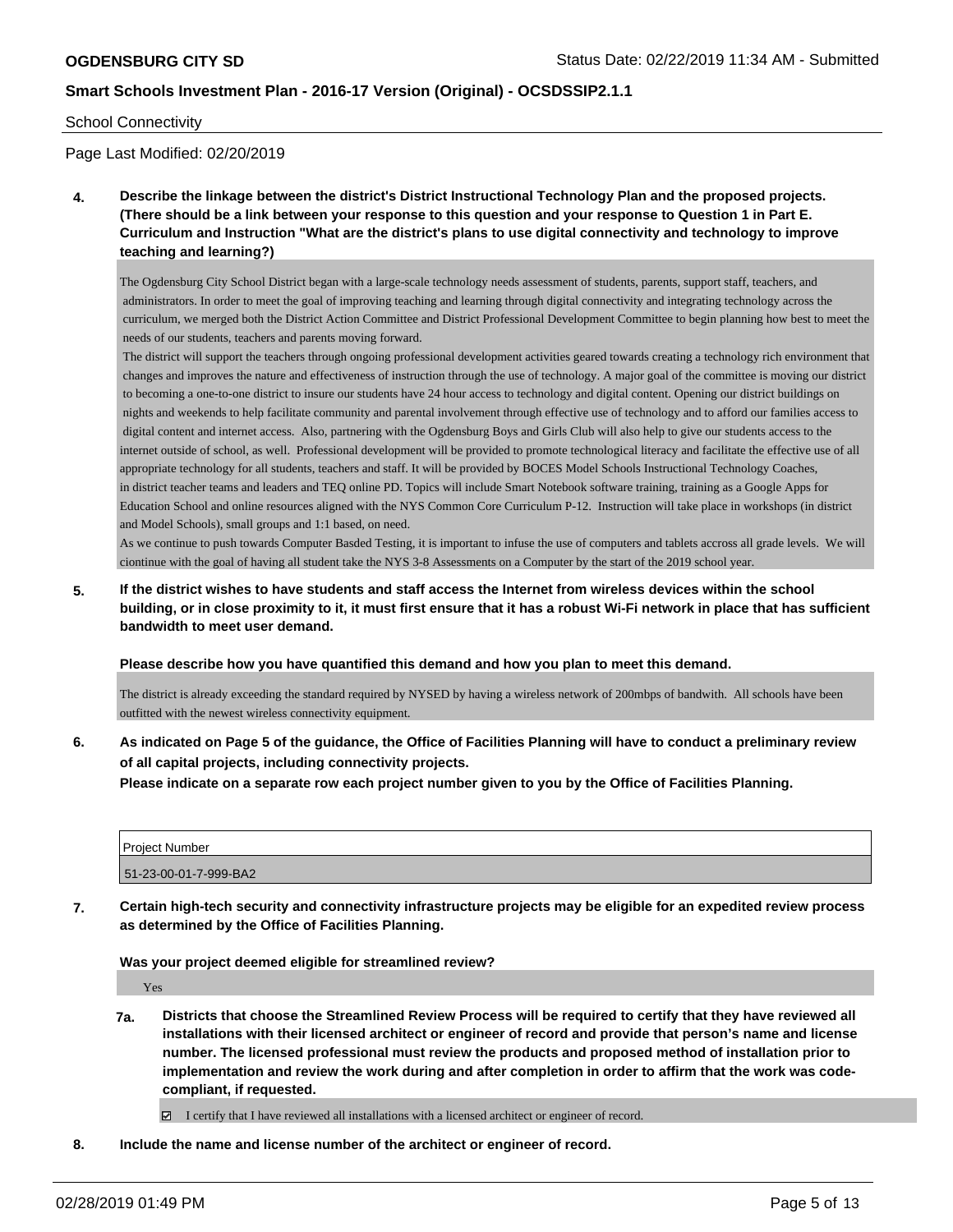School Connectivity

Page Last Modified: 02/20/2019

**4. Describe the linkage between the district's District Instructional Technology Plan and the proposed projects. (There should be a link between your response to this question and your response to Question 1 in Part E. Curriculum and Instruction "What are the district's plans to use digital connectivity and technology to improve teaching and learning?)**

The Ogdensburg City School District began with a large-scale technology needs assessment of students, parents, support staff, teachers, and administrators. In order to meet the goal of improving teaching and learning through digital connectivity and integrating technology across the curriculum, we merged both the District Action Committee and District Professional Development Committee to begin planning how best to meet the needs of our students, teachers and parents moving forward.

The district will support the teachers through ongoing professional development activities geared towards creating a technology rich environment that changes and improves the nature and effectiveness of instruction through the use of technology. A major goal of the committee is moving our district to becoming a one-to-one district to insure our students have 24 hour access to technology and digital content. Opening our district buildings on nights and weekends to help facilitate community and parental involvement through effective use of technology and to afford our families access to digital content and internet access. Also, partnering with the Ogdensburg Boys and Girls Club will also help to give our students access to the internet outside of school, as well. Professional development will be provided to promote technological literacy and facilitate the effective use of all appropriate technology for all students, teachers and staff. It will be provided by BOCES Model Schools Instructional Technology Coaches, in district teacher teams and leaders and TEQ online PD. Topics will include Smart Notebook software training, training as a Google Apps for Education School and online resources aligned with the NYS Common Core Curriculum P-12. Instruction will take place in workshops (in district and Model Schools), small groups and 1:1 based, on need.

As we continue to push towards Computer Basded Testing, it is important to infuse the use of computers and tablets accross all grade levels. We will ciontinue with the goal of having all student take the NYS 3-8 Assessments on a Computer by the start of the 2019 school year.

**5. If the district wishes to have students and staff access the Internet from wireless devices within the school building, or in close proximity to it, it must first ensure that it has a robust Wi-Fi network in place that has sufficient bandwidth to meet user demand.**

**Please describe how you have quantified this demand and how you plan to meet this demand.**

The district is already exceeding the standard required by NYSED by having a wireless network of 200mbps of bandwith. All schools have been outfitted with the newest wireless connectivity equipment.

**6. As indicated on Page 5 of the guidance, the Office of Facilities Planning will have to conduct a preliminary review of all capital projects, including connectivity projects.**

**Please indicate on a separate row each project number given to you by the Office of Facilities Planning.**

| Project Number |
| --- |
| 51-23-00-01-7-999-BA2 |

**7. Certain high-tech security and connectivity infrastructure projects may be eligible for an expedited review process as determined by the Office of Facilities Planning.**

**Was your project deemed eligible for streamlined review?**

Yes

**7a. Districts that choose the Streamlined Review Process will be required to certify that they have reviewed all installations with their licensed architect or engineer of record and provide that person's name and license number. The licensed professional must review the products and proposed method of installation prior to implementation and review the work during and after completion in order to affirm that the work was code-compliant, if requested.**

☑ I certify that I have reviewed all installations with a licensed architect or engineer of record.

**8. Include the name and license number of the architect or engineer of record.**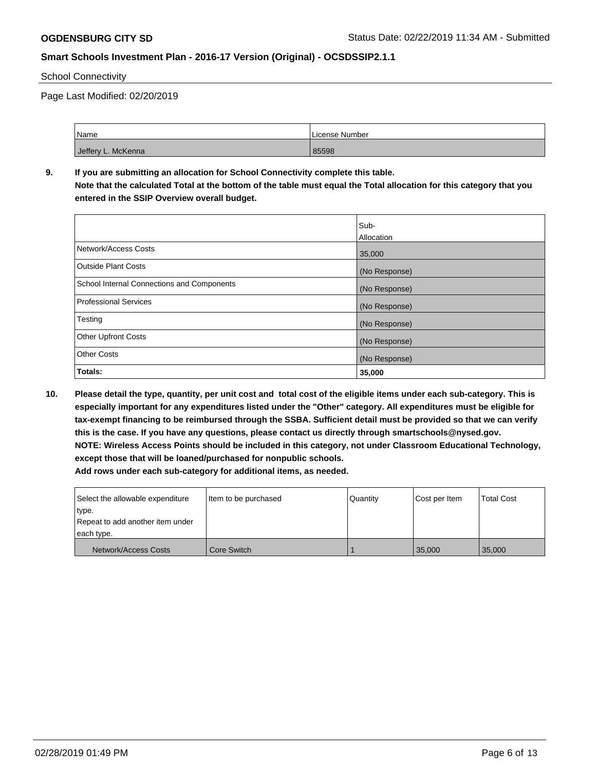School Connectivity

Page Last Modified: 02/20/2019

| Name | License Number |
|---|---|
| Jeffery L. McKenna | 85598 |

**9. If you are submitting an allocation for School Connectivity complete this table.**
**Note that the calculated Total at the bottom of the table must equal the Total allocation for this category that you entered in the SSIP Overview overall budget.**

| | Sub-Allocation |
|---|---|
| Network/Access Costs | 35,000 |
| Outside Plant Costs | (No Response) |
| School Internal Connections and Components | (No Response) |
| Professional Services | (No Response) |
| Testing | (No Response) |
| Other Upfront Costs | (No Response) |
| Other Costs | (No Response) |
| **Totals:** | **35,000** |

**10. Please detail the type, quantity, per unit cost and total cost of the eligible items under each sub-category. This is especially important for any expenditures listed under the "Other" category. All expenditures must be eligible for tax-exempt financing to be reimbursed through the SSBA. Sufficient detail must be provided so that we can verify this is the case. If you have any questions, please contact us directly through smartschools@nysed.gov.**
**NOTE: Wireless Access Points should be included in this category, not under Classroom Educational Technology, except those that will be loaned/purchased for nonpublic schools.**
**Add rows under each sub-category for additional items, as needed.**

| Select the allowable expenditure type. Repeat to add another item under each type. | Item to be purchased | Quantity | Cost per Item | Total Cost |
|---|---|---|---|---|
| Network/Access Costs | Core Switch | 1 | 35,000 | 35,000 |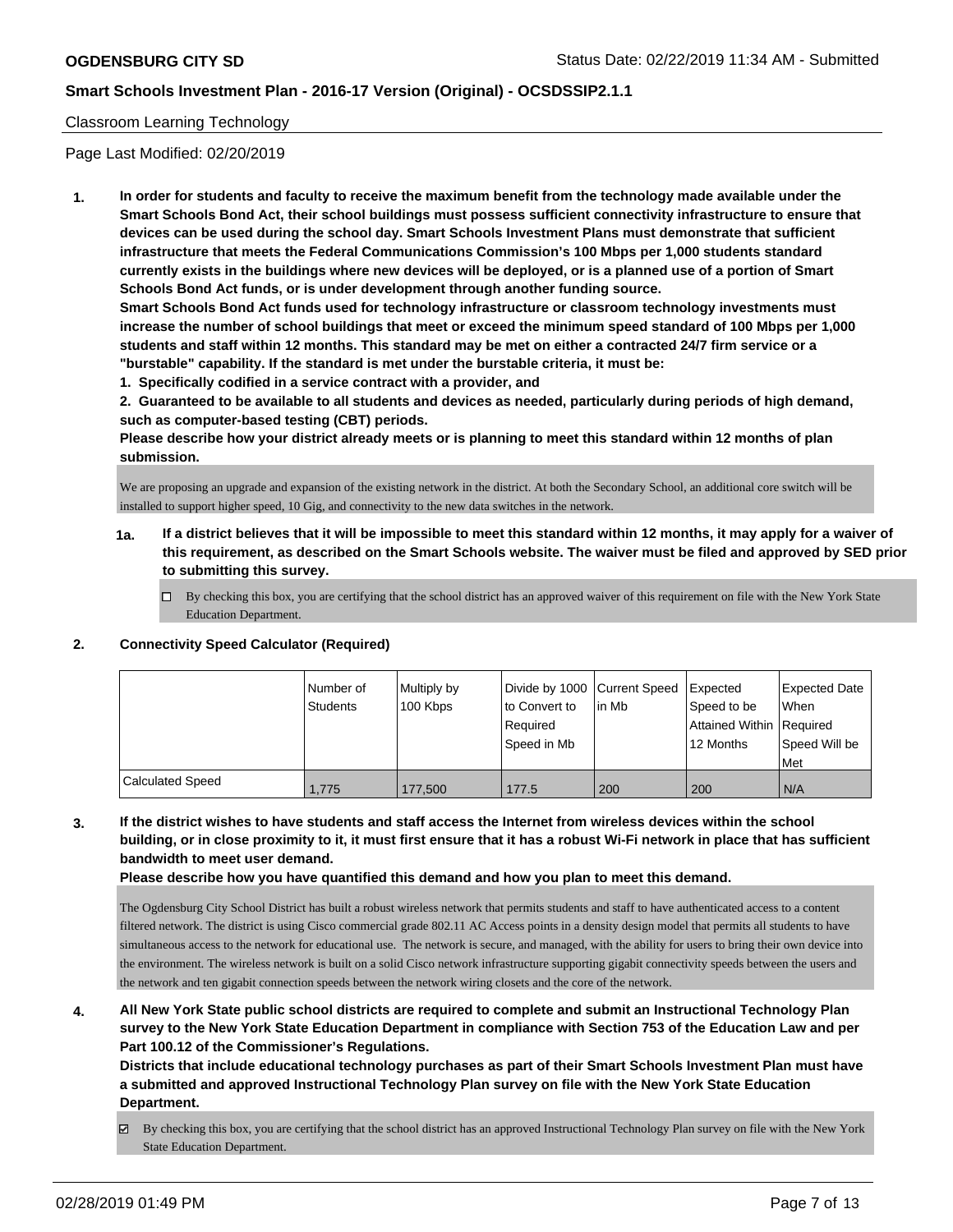## Classroom Learning Technology

Page Last Modified: 02/20/2019

**1. In order for students and faculty to receive the maximum benefit from the technology made available under the Smart Schools Bond Act, their school buildings must possess sufficient connectivity infrastructure to ensure that devices can be used during the school day. Smart Schools Investment Plans must demonstrate that sufficient infrastructure that meets the Federal Communications Commission's 100 Mbps per 1,000 students standard currently exists in the buildings where new devices will be deployed, or is a planned use of a portion of Smart Schools Bond Act funds, or is under development through another funding source.**

**Smart Schools Bond Act funds used for technology infrastructure or classroom technology investments must increase the number of school buildings that meet or exceed the minimum speed standard of 100 Mbps per 1,000 students and staff within 12 months. This standard may be met on either a contracted 24/7 firm service or a "burstable" capability. If the standard is met under the burstable criteria, it must be:**

**1. Specifically codified in a service contract with a provider, and**

**2. Guaranteed to be available to all students and devices as needed, particularly during periods of high demand, such as computer-based testing (CBT) periods.**

**Please describe how your district already meets or is planning to meet this standard within 12 months of plan submission.**

We are proposing an upgrade and expansion of the existing network in the district. At both the Secondary School, an additional core switch will be installed to support higher speed, 10 Gig, and connectivity to the new data switches in the network.

**1a. If a district believes that it will be impossible to meet this standard within 12 months, it may apply for a waiver of this requirement, as described on the Smart Schools website. The waiver must be filed and approved by SED prior to submitting this survey.**

☐ By checking this box, you are certifying that the school district has an approved waiver of this requirement on file with the New York State Education Department.

**2. Connectivity Speed Calculator (Required)**

| | Number of Students | Multiply by 100 Kbps | Divide by 1000 to Convert to Required Speed in Mb | Current Speed in Mb | Expected Speed to be Attained Within 12 Months | Expected Date When Required Speed Will be Met |
|---|---|---|---|---|---|---|
| Calculated Speed | 1,775 | 177,500 | 177.5 | 200 | 200 | N/A |

**3. If the district wishes to have students and staff access the Internet from wireless devices within the school building, or in close proximity to it, it must first ensure that it has a robust Wi-Fi network in place that has sufficient bandwidth to meet user demand.**

**Please describe how you have quantified this demand and how you plan to meet this demand.**

The Ogdensburg City School District has built a robust wireless network that permits students and staff to have authenticated access to a content filtered network. The district is using Cisco commercial grade 802.11 AC Access points in a density design model that permits all students to have simultaneous access to the network for educational use. The network is secure, and managed, with the ability for users to bring their own device into the environment. The wireless network is built on a solid Cisco network infrastructure supporting gigabit connectivity speeds between the users and the network and ten gigabit connection speeds between the network wiring closets and the core of the network.

**4. All New York State public school districts are required to complete and submit an Instructional Technology Plan survey to the New York State Education Department in compliance with Section 753 of the Education Law and per Part 100.12 of the Commissioner's Regulations.**

**Districts that include educational technology purchases as part of their Smart Schools Investment Plan must have a submitted and approved Instructional Technology Plan survey on file with the New York State Education Department.**

☑ By checking this box, you are certifying that the school district has an approved Instructional Technology Plan survey on file with the New York State Education Department.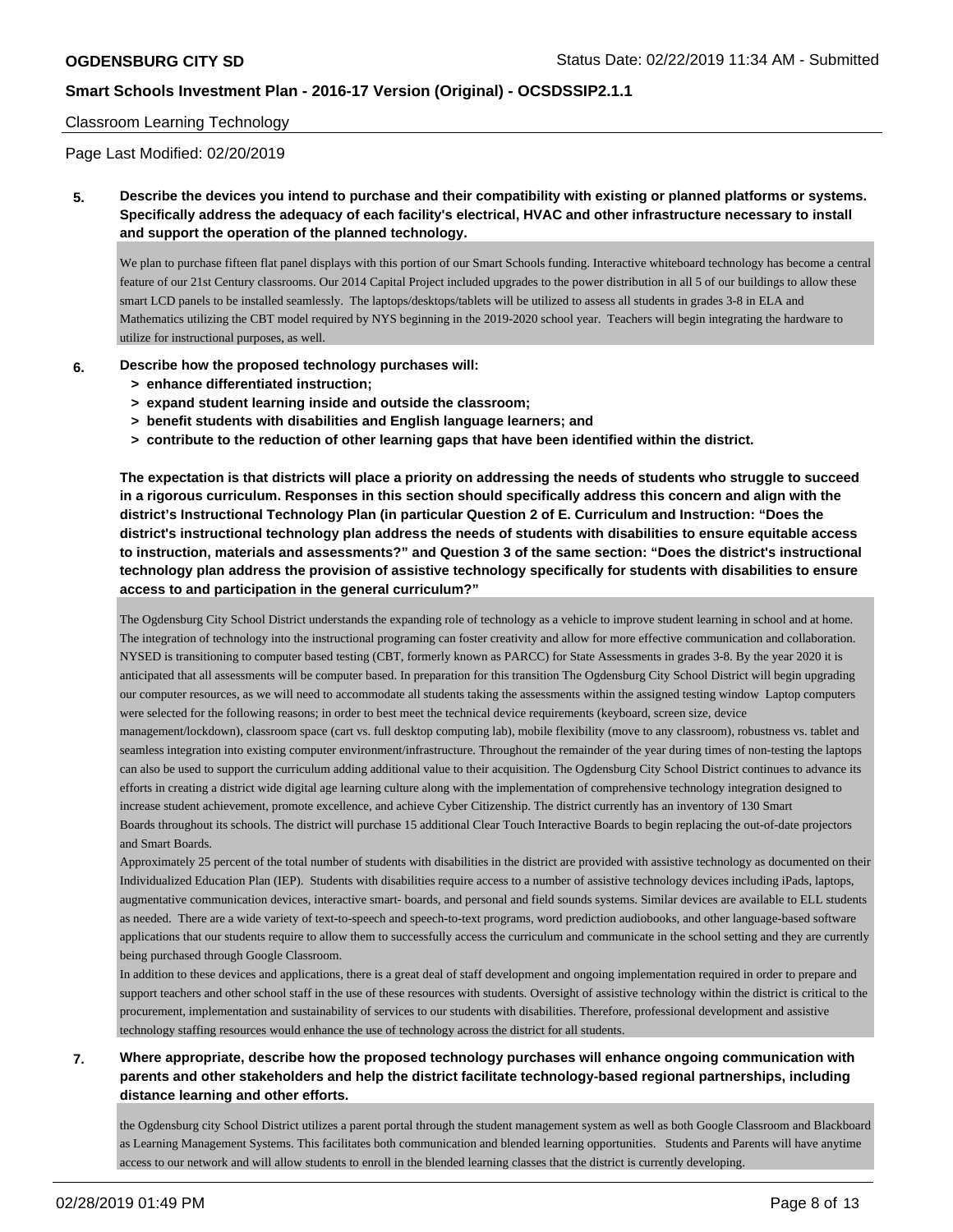Classroom Learning Technology

Page Last Modified: 02/20/2019

**5. Describe the devices you intend to purchase and their compatibility with existing or planned platforms or systems. Specifically address the adequacy of each facility's electrical, HVAC and other infrastructure necessary to install and support the operation of the planned technology.**

We plan to purchase fifteen flat panel displays with this portion of our Smart Schools funding. Interactive whiteboard technology has become a central feature of our 21st Century classrooms. Our 2014 Capital Project included upgrades to the power distribution in all 5 of our buildings to allow these smart LCD panels to be installed seamlessly. The laptops/desktops/tablets will be utilized to assess all students in grades 3-8 in ELA and Mathematics utilizing the CBT model required by NYS beginning in the 2019-2020 school year. Teachers will begin integrating the hardware to utilize for instructional purposes, as well.

**6. Describe how the proposed technology purchases will:**
- **> enhance differentiated instruction;**
- **> expand student learning inside and outside the classroom;**
- **> benefit students with disabilities and English language learners; and**
- **> contribute to the reduction of other learning gaps that have been identified within the district.**

**The expectation is that districts will place a priority on addressing the needs of students who struggle to succeed in a rigorous curriculum. Responses in this section should specifically address this concern and align with the district's Instructional Technology Plan (in particular Question 2 of E. Curriculum and Instruction: "Does the district's instructional technology plan address the needs of students with disabilities to ensure equitable access to instruction, materials and assessments?" and Question 3 of the same section: "Does the district's instructional technology plan address the provision of assistive technology specifically for students with disabilities to ensure access to and participation in the general curriculum?"**

The Ogdensburg City School District understands the expanding role of technology as a vehicle to improve student learning in school and at home. The integration of technology into the instructional programing can foster creativity and allow for more effective communication and collaboration. NYSED is transitioning to computer based testing (CBT, formerly known as PARCC) for State Assessments in grades 3-8. By the year 2020 it is anticipated that all assessments will be computer based. In preparation for this transition The Ogdensburg City School District will begin upgrading our computer resources, as we will need to accommodate all students taking the assessments within the assigned testing window Laptop computers were selected for the following reasons; in order to best meet the technical device requirements (keyboard, screen size, device management/lockdown), classroom space (cart vs. full desktop computing lab), mobile flexibility (move to any classroom), robustness vs. tablet and seamless integration into existing computer environment/infrastructure. Throughout the remainder of the year during times of non-testing the laptops can also be used to support the curriculum adding additional value to their acquisition. The Ogdensburg City School District continues to advance its efforts in creating a district wide digital age learning culture along with the implementation of comprehensive technology integration designed to increase student achievement, promote excellence, and achieve Cyber Citizenship. The district currently has an inventory of 130 Smart Boards throughout its schools. The district will purchase 15 additional Clear Touch Interactive Boards to begin replacing the out-of-date projectors and Smart Boards.

Approximately 25 percent of the total number of students with disabilities in the district are provided with assistive technology as documented on their Individualized Education Plan (IEP). Students with disabilities require access to a number of assistive technology devices including iPads, laptops, augmentative communication devices, interactive smart- boards, and personal and field sounds systems. Similar devices are available to ELL students as needed. There are a wide variety of text-to-speech and speech-to-text programs, word prediction audiobooks, and other language-based software applications that our students require to allow them to successfully access the curriculum and communicate in the school setting and they are currently being purchased through Google Classroom.

In addition to these devices and applications, there is a great deal of staff development and ongoing implementation required in order to prepare and support teachers and other school staff in the use of these resources with students. Oversight of assistive technology within the district is critical to the procurement, implementation and sustainability of services to our students with disabilities. Therefore, professional development and assistive technology staffing resources would enhance the use of technology across the district for all students.

**7. Where appropriate, describe how the proposed technology purchases will enhance ongoing communication with parents and other stakeholders and help the district facilitate technology-based regional partnerships, including distance learning and other efforts.**

the Ogdensburg city School District utilizes a parent portal through the student management system as well as both Google Classroom and Blackboard as Learning Management Systems. This facilitates both communication and blended learning opportunities. Students and Parents will have anytime access to our network and will allow students to enroll in the blended learning classes that the district is currently developing.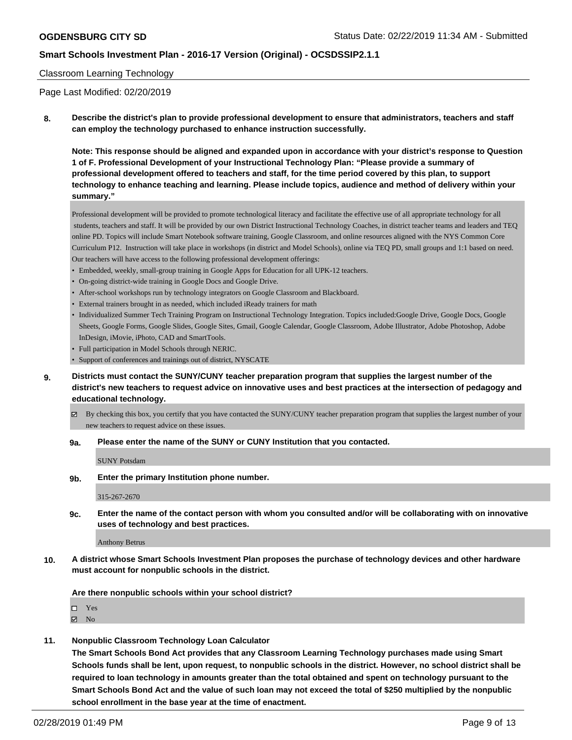Classroom Learning Technology

Page Last Modified: 02/20/2019

**8. Describe the district's plan to provide professional development to ensure that administrators, teachers and staff can employ the technology purchased to enhance instruction successfully.**

**Note: This response should be aligned and expanded upon in accordance with your district's response to Question 1 of F. Professional Development of your Instructional Technology Plan: "Please provide a summary of professional development offered to teachers and staff, for the time period covered by this plan, to support technology to enhance teaching and learning. Please include topics, audience and method of delivery within your summary."**

Professional development will be provided to promote technological literacy and facilitate the effective use of all appropriate technology for all students, teachers and staff. It will be provided by our own District Instructional Technology Coaches, in district teacher teams and leaders and TEQ online PD. Topics will include Smart Notebook software training, Google Classroom, and online resources aligned with the NYS Common Core Curriculum P12. Instruction will take place in workshops (in district and Model Schools), online via TEQ PD, small groups and 1:1 based on need. Our teachers will have access to the following professional development offerings:

- Embedded, weekly, small-group training in Google Apps for Education for all UPK-12 teachers.
- On-going district-wide training in Google Docs and Google Drive.
- After-school workshops run by technology integrators on Google Classroom and Blackboard.
- External trainers brought in as needed, which included iReady trainers for math
- Individualized Summer Tech Training Program on Instructional Technology Integration. Topics included:Google Drive, Google Docs, Google Sheets, Google Forms, Google Slides, Google Sites, Gmail, Google Calendar, Google Classroom, Adobe Illustrator, Adobe Photoshop, Adobe InDesign, iMovie, iPhoto, CAD and SmartTools.
- Full participation in Model Schools through NERIC.
- Support of conferences and trainings out of district, NYSCATE

**9. Districts must contact the SUNY/CUNY teacher preparation program that supplies the largest number of the district's new teachers to request advice on innovative uses and best practices at the intersection of pedagogy and educational technology.**

☑ By checking this box, you certify that you have contacted the SUNY/CUNY teacher preparation program that supplies the largest number of your new teachers to request advice on these issues.

**9a. Please enter the name of the SUNY or CUNY Institution that you contacted.**

SUNY Potsdam

**9b. Enter the primary Institution phone number.**

315-267-2670

**9c. Enter the name of the contact person with whom you consulted and/or will be collaborating with on innovative uses of technology and best practices.**

Anthony Betrus

**10. A district whose Smart Schools Investment Plan proposes the purchase of technology devices and other hardware must account for nonpublic schools in the district.**

**Are there nonpublic schools within your school district?**

☐ Yes
☑ No

**11. Nonpublic Classroom Technology Loan Calculator**

**The Smart Schools Bond Act provides that any Classroom Learning Technology purchases made using Smart Schools funds shall be lent, upon request, to nonpublic schools in the district. However, no school district shall be required to loan technology in amounts greater than the total obtained and spent on technology pursuant to the Smart Schools Bond Act and the value of such loan may not exceed the total of $250 multiplied by the nonpublic school enrollment in the base year at the time of enactment.**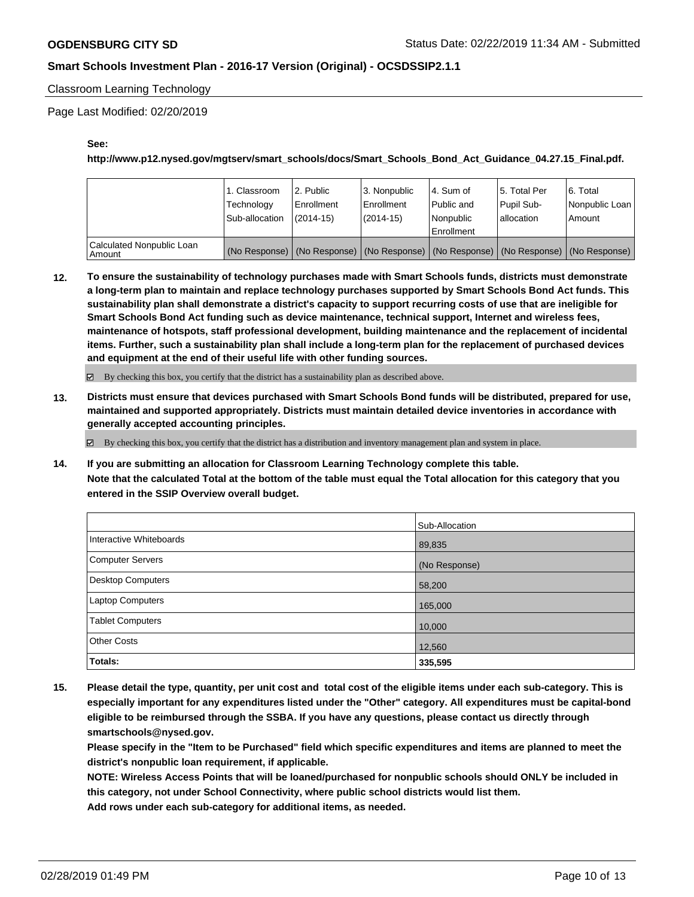Classroom Learning Technology

Page Last Modified: 02/20/2019

**See:**

**http://www.p12.nysed.gov/mgtserv/smart_schools/docs/Smart_Schools_Bond_Act_Guidance_04.27.15_Final.pdf.**

| | 1. Classroom Technology Sub-allocation | 2. Public Enrollment (2014-15) | 3. Nonpublic Enrollment (2014-15) | 4. Sum of Public and Nonpublic Enrollment | 5. Total Per Pupil Sub-allocation | 6. Total Nonpublic Loan Amount |
|---|---|---|---|---|---|---|
| Calculated Nonpublic Loan Amount | (No Response) | (No Response) | (No Response) | (No Response) | (No Response) | (No Response) |

**12. To ensure the sustainability of technology purchases made with Smart Schools funds, districts must demonstrate a long-term plan to maintain and replace technology purchases supported by Smart Schools Bond Act funds. This sustainability plan shall demonstrate a district's capacity to support recurring costs of use that are ineligible for Smart Schools Bond Act funding such as device maintenance, technical support, Internet and wireless fees, maintenance of hotspots, staff professional development, building maintenance and the replacement of incidental items. Further, such a sustainability plan shall include a long-term plan for the replacement of purchased devices and equipment at the end of their useful life with other funding sources.**

☑ By checking this box, you certify that the district has a sustainability plan as described above.

**13. Districts must ensure that devices purchased with Smart Schools Bond funds will be distributed, prepared for use, maintained and supported appropriately. Districts must maintain detailed device inventories in accordance with generally accepted accounting principles.**

☑ By checking this box, you certify that the district has a distribution and inventory management plan and system in place.

**14. If you are submitting an allocation for Classroom Learning Technology complete this table. Note that the calculated Total at the bottom of the table must equal the Total allocation for this category that you entered in the SSIP Overview overall budget.**

| | Sub-Allocation |
|---|---|
| Interactive Whiteboards | 89,835 |
| Computer Servers | (No Response) |
| Desktop Computers | 58,200 |
| Laptop Computers | 165,000 |
| Tablet Computers | 10,000 |
| Other Costs | 12,560 |
| **Totals:** | **335,595** |

**15. Please detail the type, quantity, per unit cost and total cost of the eligible items under each sub-category. This is especially important for any expenditures listed under the "Other" category. All expenditures must be capital-bond eligible to be reimbursed through the SSBA. If you have any questions, please contact us directly through smartschools@nysed.gov.**

**Please specify in the "Item to be Purchased" field which specific expenditures and items are planned to meet the district's nonpublic loan requirement, if applicable.**

**NOTE: Wireless Access Points that will be loaned/purchased for nonpublic schools should ONLY be included in this category, not under School Connectivity, where public school districts would list them.**

**Add rows under each sub-category for additional items, as needed.**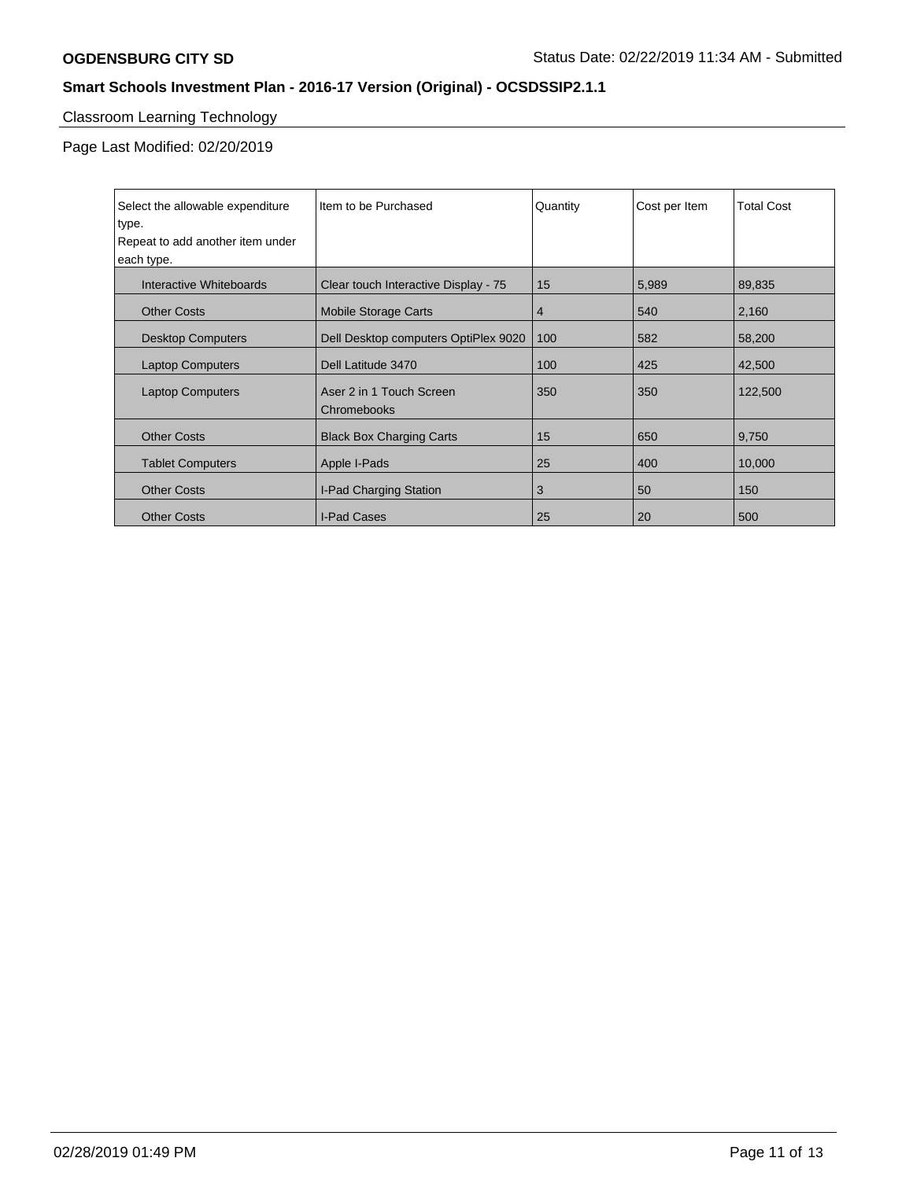**OGDENSBURG CITY SD**

Status Date: 02/22/2019 11:34 AM - Submitted

**Smart Schools Investment Plan - 2016-17 Version (Original) - OCSDSSIP2.1.1**

## Classroom Learning Technology

Page Last Modified: 02/20/2019

| Select the allowable expenditure type. Repeat to add another item under each type. | Item to be Purchased | Quantity | Cost per Item | Total Cost |
|---|---|---|---|---|
| Interactive Whiteboards | Clear touch Interactive Display - 75 | 15 | 5,989 | 89,835 |
| Other Costs | Mobile Storage Carts | 4 | 540 | 2,160 |
| Desktop Computers | Dell Desktop computers OptiPlex 9020 | 100 | 582 | 58,200 |
| Laptop Computers | Dell Latitude 3470 | 100 | 425 | 42,500 |
| Laptop Computers | Aser 2 in 1 Touch Screen Chromebooks | 350 | 350 | 122,500 |
| Other Costs | Black Box Charging Carts | 15 | 650 | 9,750 |
| Tablet Computers | Apple I-Pads | 25 | 400 | 10,000 |
| Other Costs | I-Pad Charging Station | 3 | 50 | 150 |
| Other Costs | I-Pad Cases | 25 | 20 | 500 |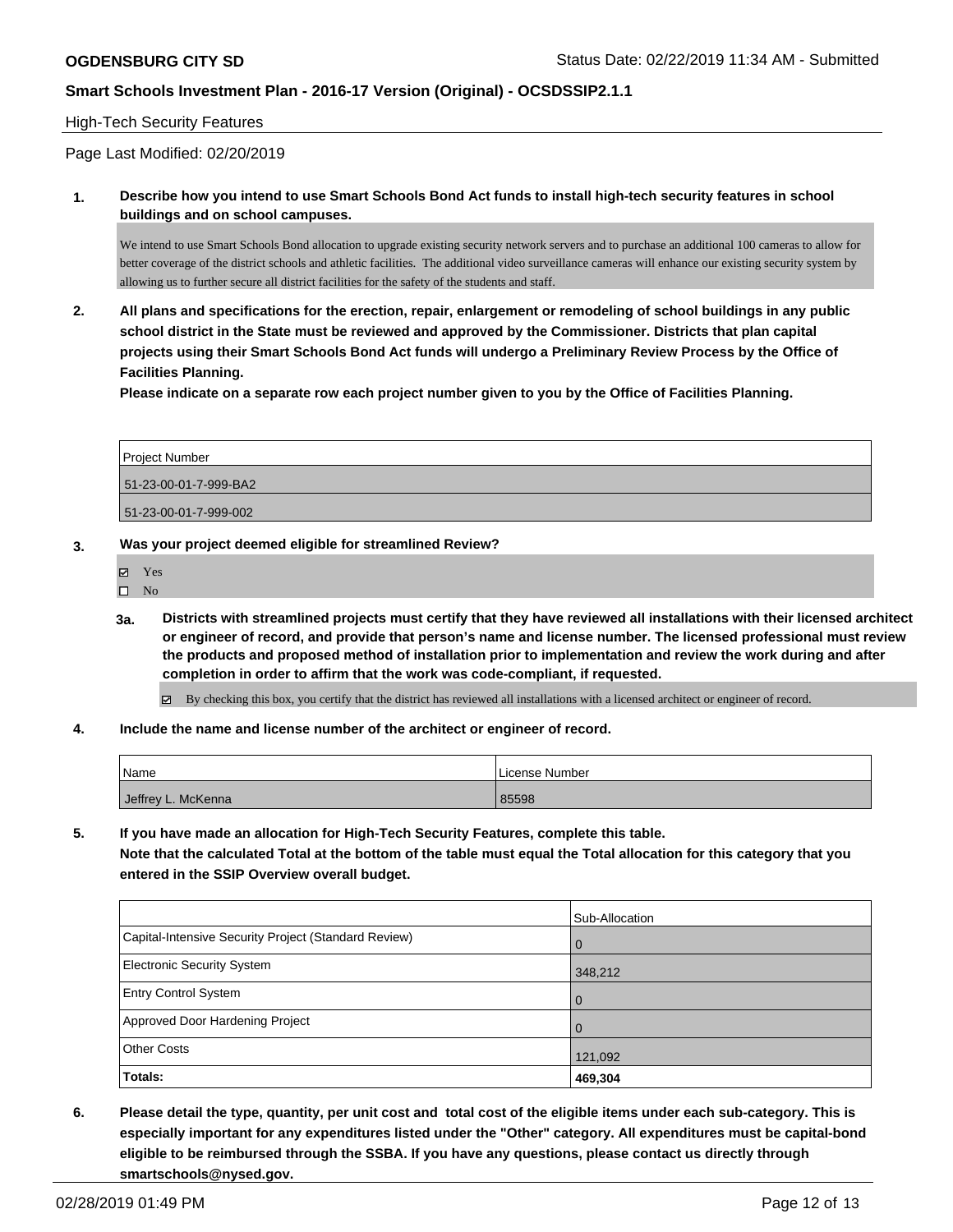## High-Tech Security Features

Page Last Modified: 02/20/2019

**1. Describe how you intend to use Smart Schools Bond Act funds to install high-tech security features in school buildings and on school campuses.**

We intend to use Smart Schools Bond allocation to upgrade existing security network servers and to purchase an additional 100 cameras to allow for better coverage of the district schools and athletic facilities. The additional video surveillance cameras will enhance our existing security system by allowing us to further secure all district facilities for the safety of the students and staff.

**2. All plans and specifications for the erection, repair, enlargement or remodeling of school buildings in any public school district in the State must be reviewed and approved by the Commissioner. Districts that plan capital projects using their Smart Schools Bond Act funds will undergo a Preliminary Review Process by the Office of Facilities Planning.**

**Please indicate on a separate row each project number given to you by the Office of Facilities Planning.**

| Project Number |
|---|
| 51-23-00-01-7-999-BA2 |
| 51-23-00-01-7-999-002 |

**3. Was your project deemed eligible for streamlined Review?**

- ☑ Yes
- ☐ No

**3a. Districts with streamlined projects must certify that they have reviewed all installations with their licensed architect or engineer of record, and provide that person's name and license number. The licensed professional must review the products and proposed method of installation prior to implementation and review the work during and after completion in order to affirm that the work was code-compliant, if requested.**

- ☑ By checking this box, you certify that the district has reviewed all installations with a licensed architect or engineer of record.

**4. Include the name and license number of the architect or engineer of record.**

| Name | License Number |
|---|---|
| Jeffrey L. McKenna | 85598 |

**5. If you have made an allocation for High-Tech Security Features, complete this table.**
**Note that the calculated Total at the bottom of the table must equal the Total allocation for this category that you entered in the SSIP Overview overall budget.**

| | Sub-Allocation |
|---|---|
| Capital-Intensive Security Project (Standard Review) | 0 |
| Electronic Security System | 348,212 |
| Entry Control System | 0 |
| Approved Door Hardening Project | 0 |
| Other Costs | 121,092 |
| **Totals:** | **469,304** |

**6. Please detail the type, quantity, per unit cost and total cost of the eligible items under each sub-category. This is especially important for any expenditures listed under the "Other" category. All expenditures must be capital-bond eligible to be reimbursed through the SSBA. If you have any questions, please contact us directly through smartschools@nysed.gov.**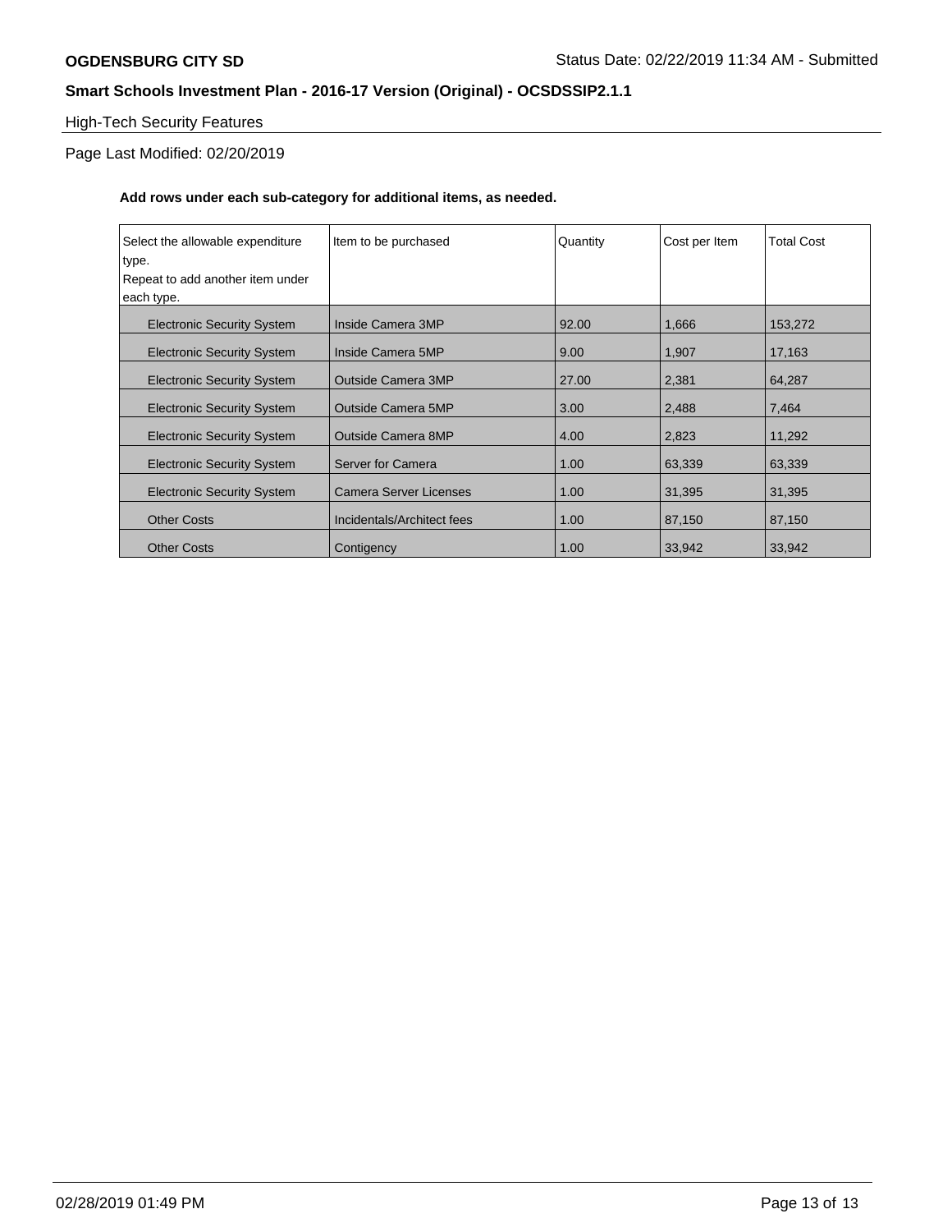High-Tech Security Features

Page Last Modified: 02/20/2019

**Add rows under each sub-category for additional items, as needed.**

| Select the allowable expenditure type. Repeat to add another item under each type. | Item to be purchased | Quantity | Cost per Item | Total Cost |
|---|---|---|---|---|
| Electronic Security System | Inside Camera 3MP | 92.00 | 1,666 | 153,272 |
| Electronic Security System | Inside Camera 5MP | 9.00 | 1,907 | 17,163 |
| Electronic Security System | Outside Camera 3MP | 27.00 | 2,381 | 64,287 |
| Electronic Security System | Outside Camera 5MP | 3.00 | 2,488 | 7,464 |
| Electronic Security System | Outside Camera 8MP | 4.00 | 2,823 | 11,292 |
| Electronic Security System | Server for Camera | 1.00 | 63,339 | 63,339 |
| Electronic Security System | Camera Server Licenses | 1.00 | 31,395 | 31,395 |
| Other Costs | Incidentals/Architect fees | 1.00 | 87,150 | 87,150 |
| Other Costs | Contigency | 1.00 | 33,942 | 33,942 |